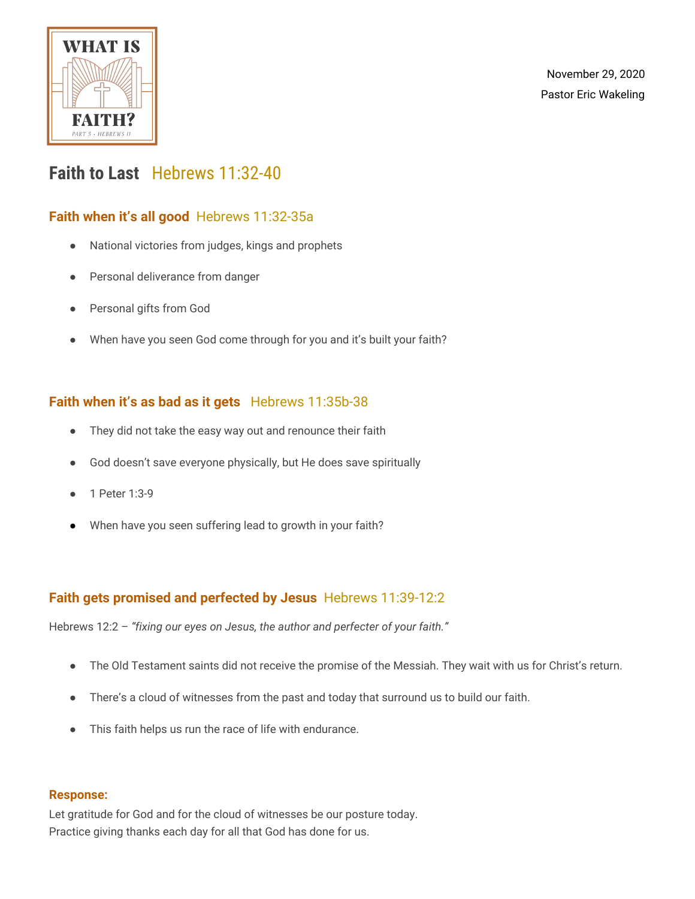WHAT IS FAITH?

PART 5 • HEBREWS 11

November 29, 2020

Pastor Eric Wakeling

# Faith to Last Hebrews 11:32-40

## Faith when it's all good Hebrews 11:32-35a

- National victories from judges, kings and prophets
- Personal deliverance from danger
- Personal gifts from God
- When have you seen God come through for you and it's built your faith?

## Faith when it's as bad as it gets Hebrews 11:35b-38

- They did not take the easy way out and renounce their faith
- God doesn't save everyone physically, but He does save spiritually
- 1 Peter 1:3-9
- When have you seen suffering lead to growth in your faith?

## Faith gets promised and perfected by Jesus Hebrews 11:39-12:2

Hebrews 12:2 – *"fixing our eyes on Jesus, the author and perfecter of your faith."*

- The Old Testament saints did not receive the promise of the Messiah. They wait with us for Christ's return.
- There's a cloud of witnesses from the past and today that surround us to build our faith.
- This faith helps us run the race of life with endurance.

**Response:**

Let gratitude for God and for the cloud of witnesses be our posture today.
Practice giving thanks each day for all that God has done for us.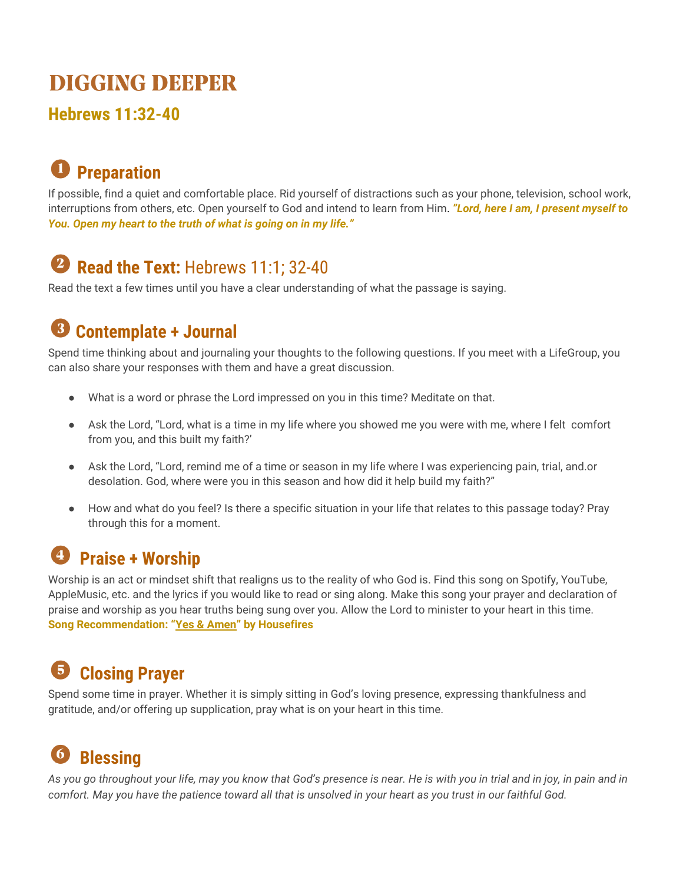# DIGGING DEEPER

## Hebrews 11:32-40

### ❶ Preparation

If possible, find a quiet and comfortable place. Rid yourself of distractions such as your phone, television, school work, interruptions from others, etc. Open yourself to God and intend to learn from Him. ***"Lord, here I am, I present myself to You. Open my heart to the truth of what is going on in my life."***

### ❷ Read the Text: Hebrews 11:1; 32-40

Read the text a few times until you have a clear understanding of what the passage is saying.

### ❸ Contemplate + Journal

Spend time thinking about and journaling your thoughts to the following questions. If you meet with a LifeGroup, you can also share your responses with them and have a great discussion.

- What is a word or phrase the Lord impressed on you in this time? Meditate on that.
- Ask the Lord, "Lord, what is a time in my life where you showed me you were with me, where I felt comfort from you, and this built my faith?'
- Ask the Lord, "Lord, remind me of a time or season in my life where I was experiencing pain, trial, and.or desolation. God, where were you in this season and how did it help build my faith?"
- How and what do you feel? Is there a specific situation in your life that relates to this passage today? Pray through this for a moment.

### ❹ Praise + Worship

Worship is an act or mindset shift that realigns us to the reality of who God is. Find this song on Spotify, YouTube, AppleMusic, etc. and the lyrics if you would like to read or sing along. Make this song your prayer and declaration of praise and worship as you hear truths being sung over you. Allow the Lord to minister to your heart in this time.
**Song Recommendation: "Yes & Amen" by Housefires**

### ❺ Closing Prayer

Spend some time in prayer. Whether it is simply sitting in God's loving presence, expressing thankfulness and gratitude, and/or offering up supplication, pray what is on your heart in this time.

### ❻ Blessing

*As you go throughout your life, may you know that God's presence is near. He is with you in trial and in joy, in pain and in comfort. May you have the patience toward all that is unsolved in your heart as you trust in our faithful God.*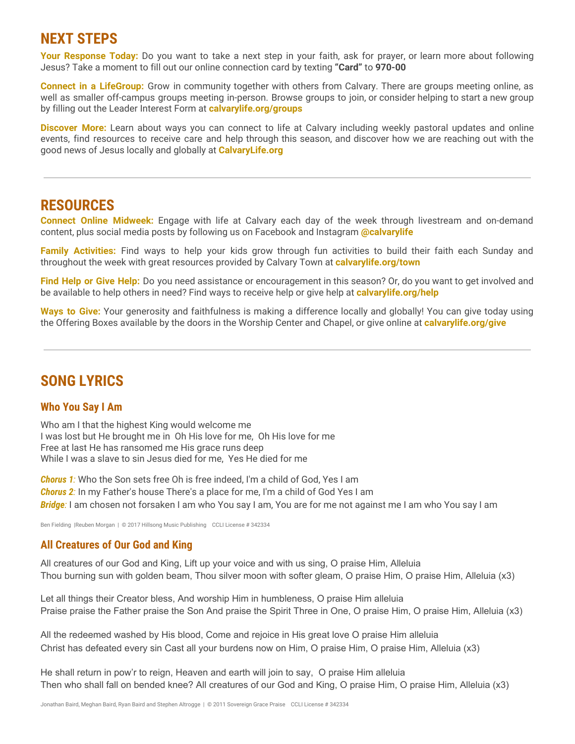## NEXT STEPS

**Your Response Today:** Do you want to take a next step in your faith, ask for prayer, or learn more about following Jesus? Take a moment to fill out our online connection card by texting **"Card"** to **970-00**

**Connect in a LifeGroup:** Grow in community together with others from Calvary. There are groups meeting online, as well as smaller off-campus groups meeting in-person. Browse groups to join, or consider helping to start a new group by filling out the Leader Interest Form at **calvarylife.org/groups**

**Discover More:** Learn about ways you can connect to life at Calvary including weekly pastoral updates and online events, find resources to receive care and help through this season, and discover how we are reaching out with the good news of Jesus locally and globally at **CalvaryLife.org**

---

## RESOURCES

**Connect Online Midweek:** Engage with life at Calvary each day of the week through livestream and on-demand content, plus social media posts by following us on Facebook and Instagram **@calvarylife**

**Family Activities:** Find ways to help your kids grow through fun activities to build their faith each Sunday and throughout the week with great resources provided by Calvary Town at **calvarylife.org/town**

**Find Help or Give Help:** Do you need assistance or encouragement in this season? Or, do you want to get involved and be available to help others in need? Find ways to receive help or give help at **calvarylife.org/help**

**Ways to Give:** Your generosity and faithfulness is making a difference locally and globally! You can give today using the Offering Boxes available by the doors in the Worship Center and Chapel, or give online at **calvarylife.org/give**

---

## SONG LYRICS

### Who You Say I Am

Who am I that the highest King would welcome me
I was lost but He brought me in Oh His love for me, Oh His love for me
Free at last He has ransomed me His grace runs deep
While I was a slave to sin Jesus died for me, Yes He died for me

***Chorus 1:*** Who the Son sets free Oh is free indeed, I'm a child of God, Yes I am
***Chorus 2:*** In my Father's house There's a place for me, I'm a child of God Yes I am
***Bridge:*** I am chosen not forsaken I am who You say I am, You are for me not against me I am who You say I am

Ben Fielding |Reuben Morgan | © 2017 Hillsong Music Publishing CCLI License # 342334

### All Creatures of Our God and King

All creatures of our God and King, Lift up your voice and with us sing, O praise Him, Alleluia
Thou burning sun with golden beam, Thou silver moon with softer gleam, O praise Him, O praise Him, Alleluia (x3)

Let all things their Creator bless, And worship Him in humbleness, O praise Him alleluia
Praise praise the Father praise the Son And praise the Spirit Three in One, O praise Him, O praise Him, Alleluia (x3)

All the redeemed washed by His blood, Come and rejoice in His great love O praise Him alleluia
Christ has defeated every sin Cast all your burdens now on Him, O praise Him, O praise Him, Alleluia (x3)

He shall return in pow'r to reign, Heaven and earth will join to say, O praise Him alleluia
Then who shall fall on bended knee? All creatures of our God and King, O praise Him, O praise Him, Alleluia (x3)

Jonathan Baird, Meghan Baird, Ryan Baird and Stephen Altrogge | © 2011 Sovereign Grace Praise CCLI License # 342334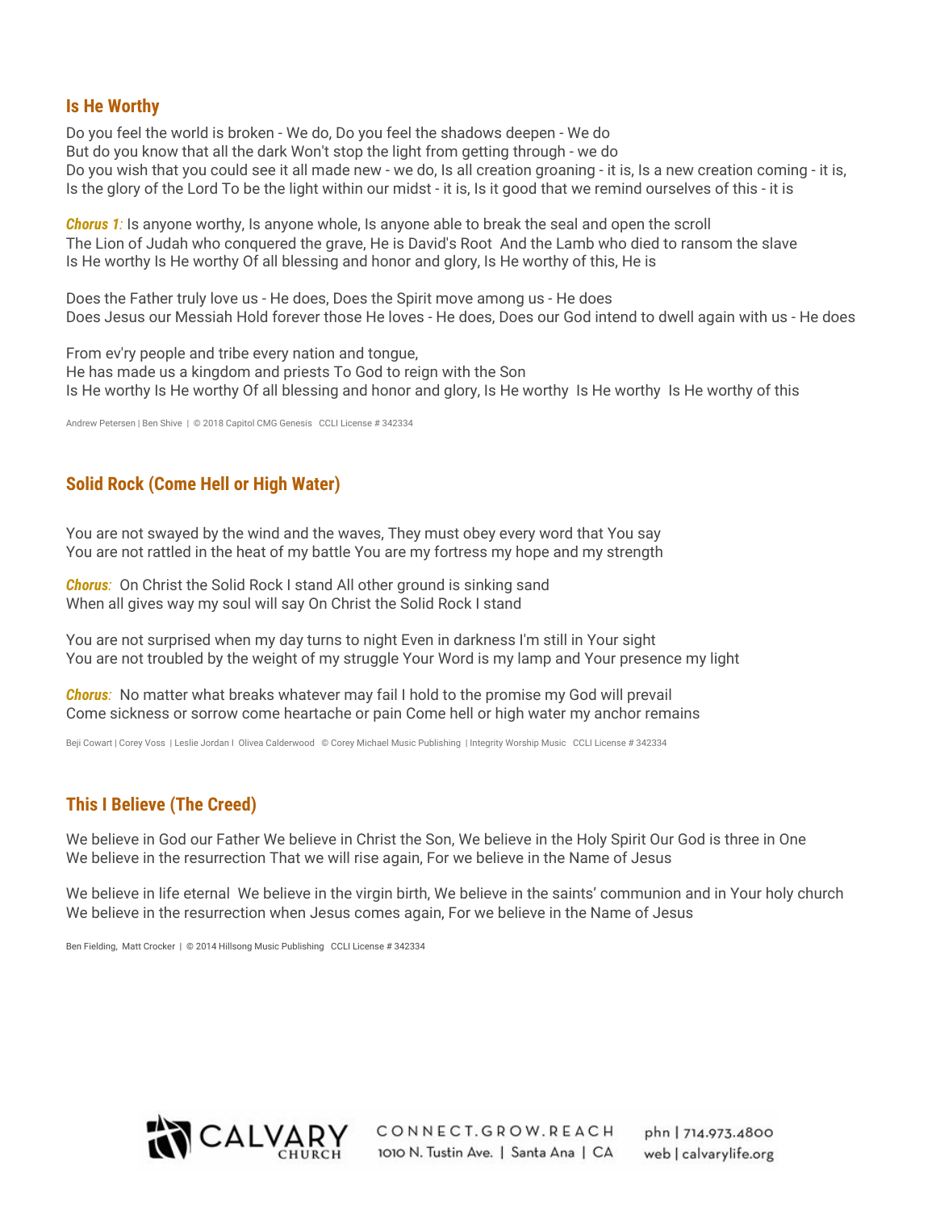## Is He Worthy

Do you feel the world is broken - We do, Do you feel the shadows deepen - We do
But do you know that all the dark Won't stop the light from getting through - we do
Do you wish that you could see it all made new - we do, Is all creation groaning - it is, Is a new creation coming - it is,
Is the glory of the Lord To be the light within our midst - it is, Is it good that we remind ourselves of this - it is

***Chorus 1:*** Is anyone worthy, Is anyone whole, Is anyone able to break the seal and open the scroll
The Lion of Judah who conquered the grave, He is David's Root And the Lamb who died to ransom the slave
Is He worthy Is He worthy Of all blessing and honor and glory, Is He worthy of this, He is

Does the Father truly love us - He does, Does the Spirit move among us - He does
Does Jesus our Messiah Hold forever those He loves - He does, Does our God intend to dwell again with us - He does

From ev'ry people and tribe every nation and tongue,
He has made us a kingdom and priests To God to reign with the Son
Is He worthy Is He worthy Of all blessing and honor and glory, Is He worthy Is He worthy Is He worthy of this

Andrew Petersen | Ben Shive | © 2018 Capitol CMG Genesis CCLI License # 342334

## Solid Rock (Come Hell or High Water)

You are not swayed by the wind and the waves, They must obey every word that You say
You are not rattled in the heat of my battle You are my fortress my hope and my strength

***Chorus:*** On Christ the Solid Rock I stand All other ground is sinking sand
When all gives way my soul will say On Christ the Solid Rock I stand

You are not surprised when my day turns to night Even in darkness I'm still in Your sight
You are not troubled by the weight of my struggle Your Word is my lamp and Your presence my light

***Chorus:*** No matter what breaks whatever may fail I hold to the promise my God will prevail
Come sickness or sorrow come heartache or pain Come hell or high water my anchor remains

Beji Cowart | Corey Voss | Leslie Jordan | Olivea Calderwood © Corey Michael Music Publishing | Integrity Worship Music CCLI License # 342334

## This I Believe (The Creed)

We believe in God our Father We believe in Christ the Son, We believe in the Holy Spirit Our God is three in One
We believe in the resurrection That we will rise again, For we believe in the Name of Jesus

We believe in life eternal We believe in the virgin birth, We believe in the saints' communion and in Your holy church
We believe in the resurrection when Jesus comes again, For we believe in the Name of Jesus

Ben Fielding, Matt Crocker | © 2014 Hillsong Music Publishing CCLI License # 342334

CALVARY CHURCH
CONNECT.GROW.REACH
1010 N. Tustin Ave. | Santa Ana | CA
phn | 714.973.4800
web | calvarylife.org